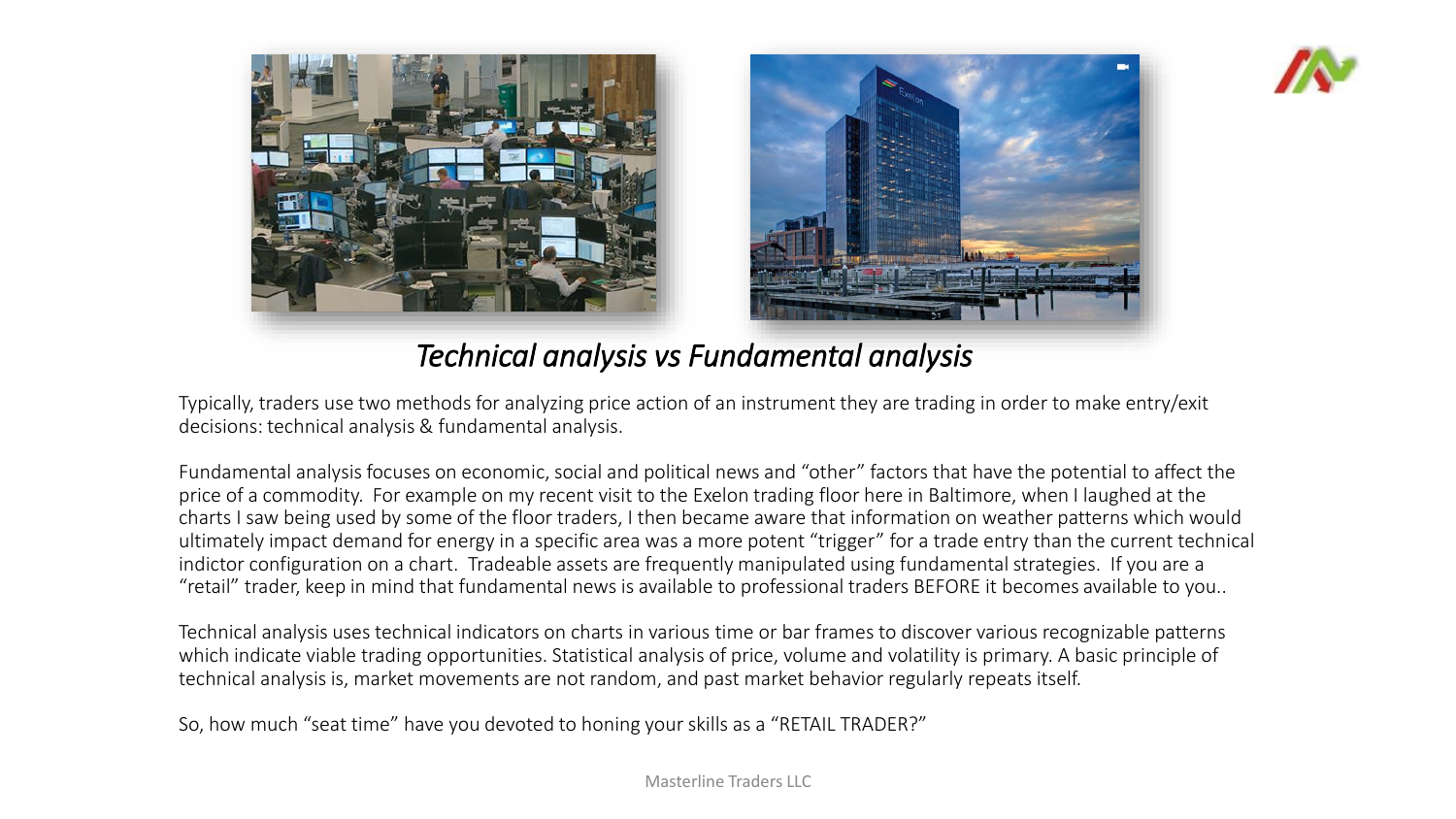## *Technical analysis vs Fundamental analysis*

Typically, traders use two methods for analyzing price action of an instrument they are trading in order to make entry/exit decisions: technical analysis & fundamental analysis.

Fundamental analysis focuses on economic, social and political news and "other" factors that have the potential to affect the price of a commodity. For example on my recent visit to the Exelon trading floor here in Baltimore, when I laughed at the charts I saw being used by some of the floor traders, I then became aware that information on weather patterns which would ultimately impact demand for energy in a specific area was a more potent "trigger" for a trade entry than the current technical indictor configuration on a chart. Tradeable assets are frequently manipulated using fundamental strategies. If you are a "retail" trader, keep in mind that fundamental news is available to professional traders BEFORE it becomes available to you..

Technical analysis uses technical indicators on charts in various time or bar frames to discover various recognizable patterns which indicate viable trading opportunities. Statistical analysis of price, volume and volatility is primary. A basic principle of technical analysis is, market movements are not random, and past market behavior regularly repeats itself.

So, how much "seat time" have you devoted to honing your skills as a "RETAIL TRADER?"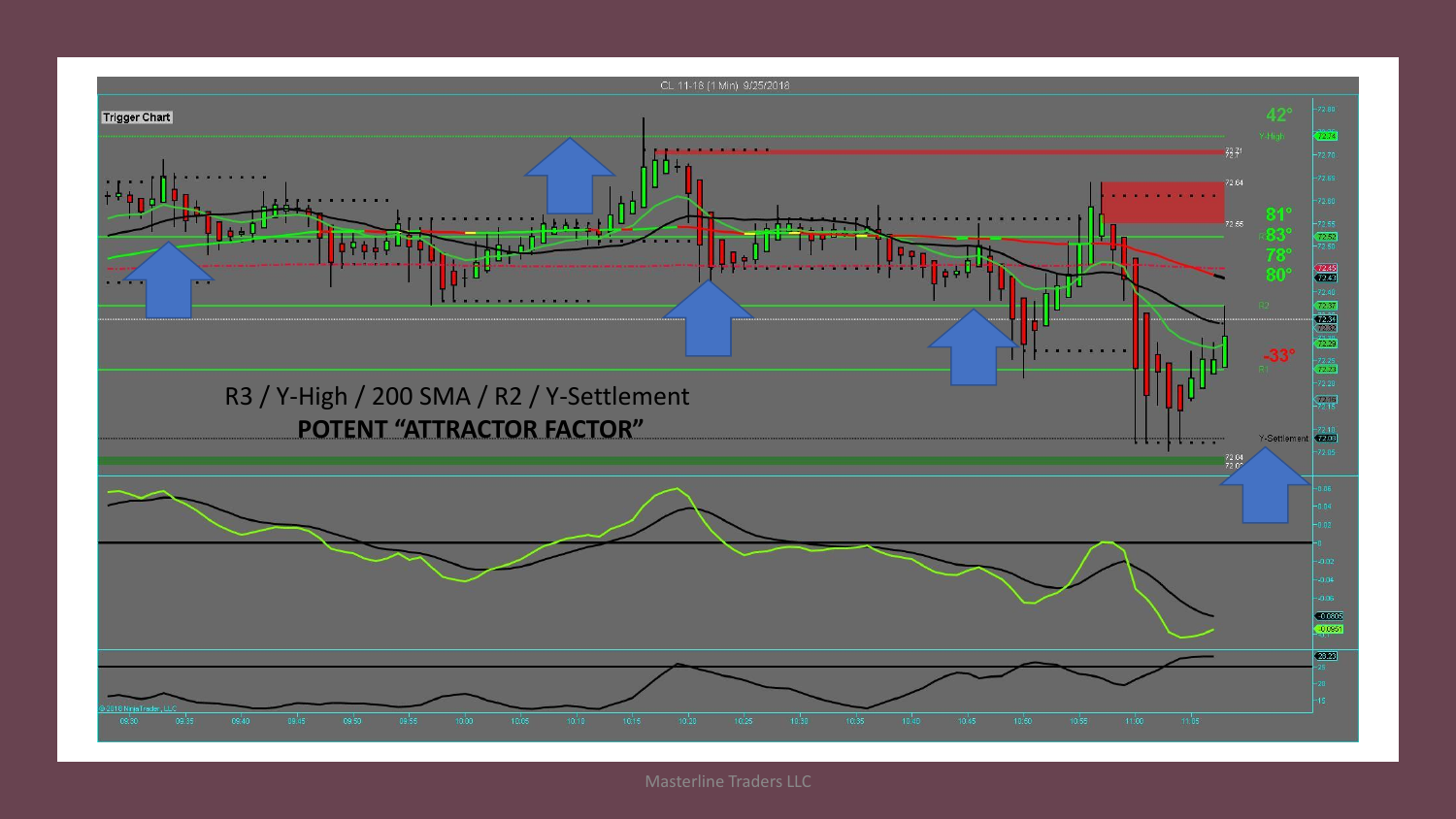R3 / Y-High / 200 SMA / R2 / Y-Settlement

**POTENT "ATTRACTOR FACTOR"**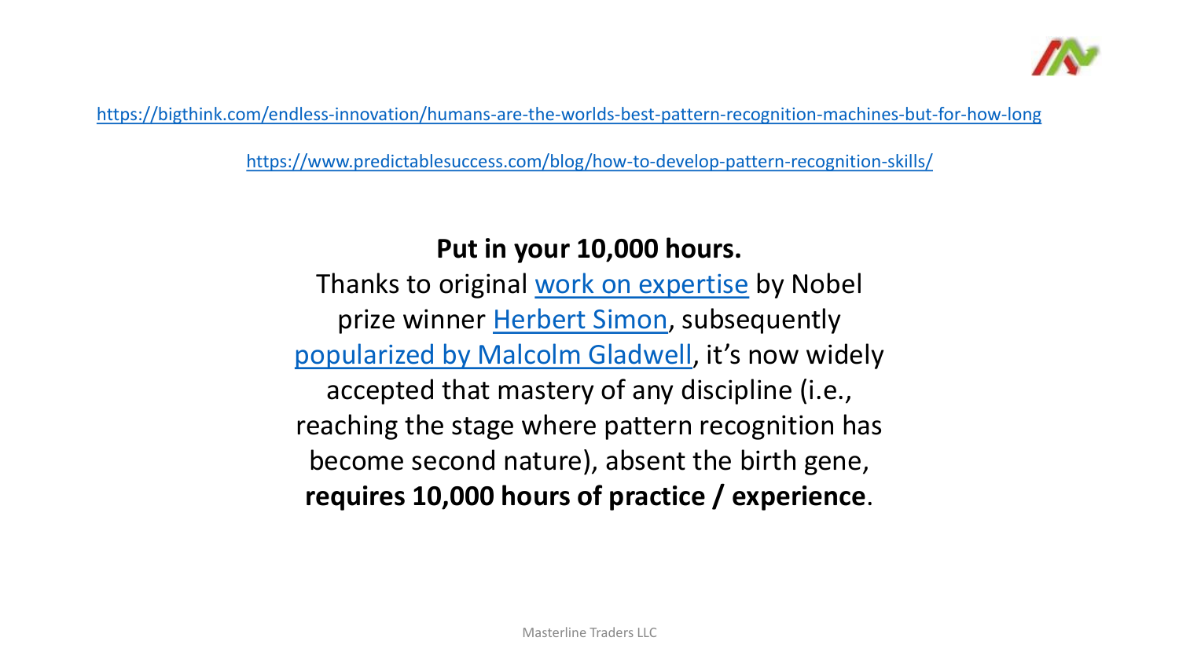https://bigthink.com/endless-innovation/humans-are-the-worlds-best-pattern-recognition-machines-but-for-how-long

https://www.predictablesuccess.com/blog/how-to-develop-pattern-recognition-skills/

**Put in your 10,000 hours.**

Thanks to original work on expertise by Nobel prize winner Herbert Simon, subsequently popularized by Malcolm Gladwell, it's now widely accepted that mastery of any discipline (i.e., reaching the stage where pattern recognition has become second nature), absent the birth gene, **requires 10,000 hours of practice / experience**.